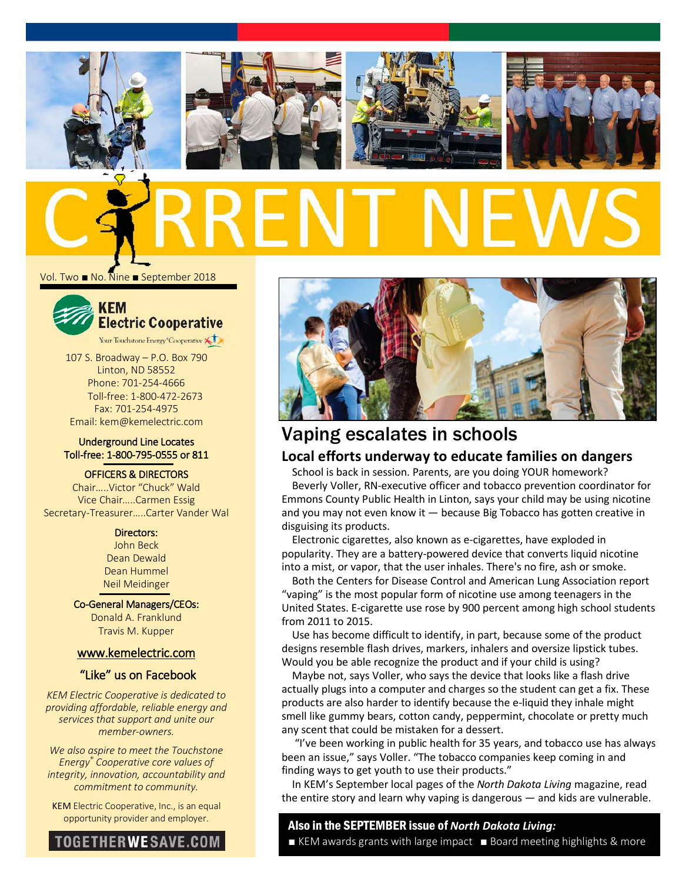# CURRENT NEWS

Vol. Two ■ No. Nine ■ September 2018

**KEM Electric Cooperative**

Your Touchstone Energy® Cooperative

107 S. Broadway – P.O. Box 790
Linton, ND 58552
Phone: 701-254-4666
Toll-free: 1-800-472-2673
Fax: 701-254-4975
Email: kem@kemelectric.com

Underground Line Locates
Toll-free: 1-800-795-0555 or 811

OFFICERS & DIRECTORS

Chair.....Victor "Chuck" Wald
Vice Chair.....Carmen Essig
Secretary-Treasurer.....Carter Vander Wal

Directors:
John Beck
Dean Dewald
Dean Hummel
Neil Meidinger

Co-General Managers/CEOs:
Donald A. Franklund
Travis M. Kupper

www.kemelectric.com

"Like" us on Facebook

*KEM Electric Cooperative is dedicated to providing affordable, reliable energy and services that support and unite our member-owners.*

*We also aspire to meet the Touchstone Energy® Cooperative core values of integrity, innovation, accountability and commitment to community.*

KEM Electric Cooperative, Inc., is an equal opportunity provider and employer.

TOGETHERWESAVE.COM

## Vaping escalates in schools

### Local efforts underway to educate families on dangers

School is back in session. Parents, are you doing YOUR homework?

Beverly Voller, RN-executive officer and tobacco prevention coordinator for Emmons County Public Health in Linton, says your child may be using nicotine and you may not even know it — because Big Tobacco has gotten creative in disguising its products.

Electronic cigarettes, also known as e-cigarettes, have exploded in popularity. They are a battery-powered device that converts liquid nicotine into a mist, or vapor, that the user inhales. There's no fire, ash or smoke.

Both the Centers for Disease Control and American Lung Association report "vaping" is the most popular form of nicotine use among teenagers in the United States. E-cigarette use rose by 900 percent among high school students from 2011 to 2015.

Use has become difficult to identify, in part, because some of the product designs resemble flash drives, markers, inhalers and oversize lipstick tubes. Would you be able recognize the product and if your child is using?

Maybe not, says Voller, who says the device that looks like a flash drive actually plugs into a computer and charges so the student can get a fix. These products are also harder to identify because the e-liquid they inhale might smell like gummy bears, cotton candy, peppermint, chocolate or pretty much any scent that could be mistaken for a dessert.

"I've been working in public health for 35 years, and tobacco use has always been an issue," says Voller. "The tobacco companies keep coming in and finding ways to get youth to use their products."

In KEM's September local pages of the *North Dakota Living* magazine, read the entire story and learn why vaping is dangerous — and kids are vulnerable.

**Also in the SEPTEMBER issue of *North Dakota Living:***

■ KEM awards grants with large impact ■ Board meeting highlights & more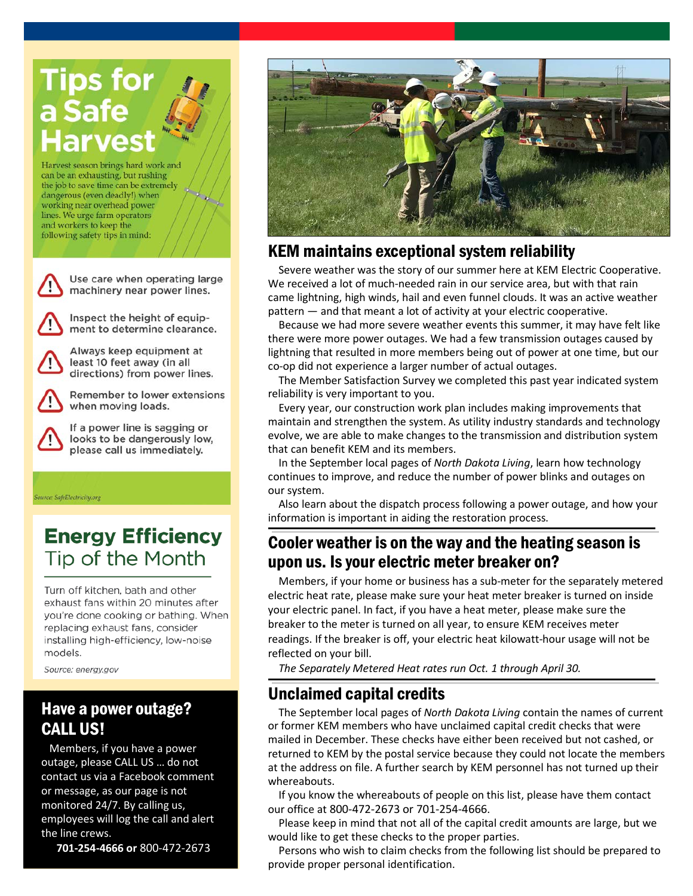# Tips for a Safe Harvest

Harvest season brings hard work and can be an exhausting, but rushing the job to save time can be extremely dangerous (even deadly!) when working near overhead power lines. We urge farm operators and workers to keep the following safety tips in mind:

- Use care when operating large machinery near power lines.
- Inspect the height of equipment to determine clearance.
- Always keep equipment at least 10 feet away (in all directions) from power lines.
- Remember to lower extensions when moving loads.
- If a power line is sagging or looks to be dangerously low, please call us immediately.

*Source: SafeElectricity.org*

## Energy Efficiency Tip of the Month

Turn off kitchen, bath and other exhaust fans within 20 minutes after you're done cooking or bathing. When replacing exhaust fans, consider installing high-efficiency, low-noise models.

*Source: energy.gov*

## Have a power outage? CALL US!

Members, if you have a power outage, please CALL US ... do not contact us via a Facebook comment or message, as our page is not monitored 24/7. By calling us, employees will log the call and alert the line crews.

**701-254-4666 or** 800-472-2673

## KEM maintains exceptional system reliability

Severe weather was the story of our summer here at KEM Electric Cooperative. We received a lot of much-needed rain in our service area, but with that rain came lightning, high winds, hail and even funnel clouds. It was an active weather pattern — and that meant a lot of activity at your electric cooperative.

Because we had more severe weather events this summer, it may have felt like there were more power outages. We had a few transmission outages caused by lightning that resulted in more members being out of power at one time, but our co-op did not experience a larger number of actual outages.

The Member Satisfaction Survey we completed this past year indicated system reliability is very important to you.

Every year, our construction work plan includes making improvements that maintain and strengthen the system. As utility industry standards and technology evolve, we are able to make changes to the transmission and distribution system that can benefit KEM and its members.

In the September local pages of *North Dakota Living*, learn how technology continues to improve, and reduce the number of power blinks and outages on our system.

Also learn about the dispatch process following a power outage, and how your information is important in aiding the restoration process.

## Cooler weather is on the way and the heating season is upon us. Is your electric meter breaker on?

Members, if your home or business has a sub-meter for the separately metered electric heat rate, please make sure your heat meter breaker is turned on inside your electric panel. In fact, if you have a heat meter, please make sure the breaker to the meter is turned on all year, to ensure KEM receives meter readings. If the breaker is off, your electric heat kilowatt-hour usage will not be reflected on your bill.

*The Separately Metered Heat rates run Oct. 1 through April 30.*

## Unclaimed capital credits

The September local pages of *North Dakota Living* contain the names of current or former KEM members who have unclaimed capital credit checks that were mailed in December. These checks have either been received but not cashed, or returned to KEM by the postal service because they could not locate the members at the address on file. A further search by KEM personnel has not turned up their whereabouts.

If you know the whereabouts of people on this list, please have them contact our office at 800-472-2673 or 701-254-4666.

Please keep in mind that not all of the capital credit amounts are large, but we would like to get these checks to the proper parties.

Persons who wish to claim checks from the following list should be prepared to provide proper personal identification.